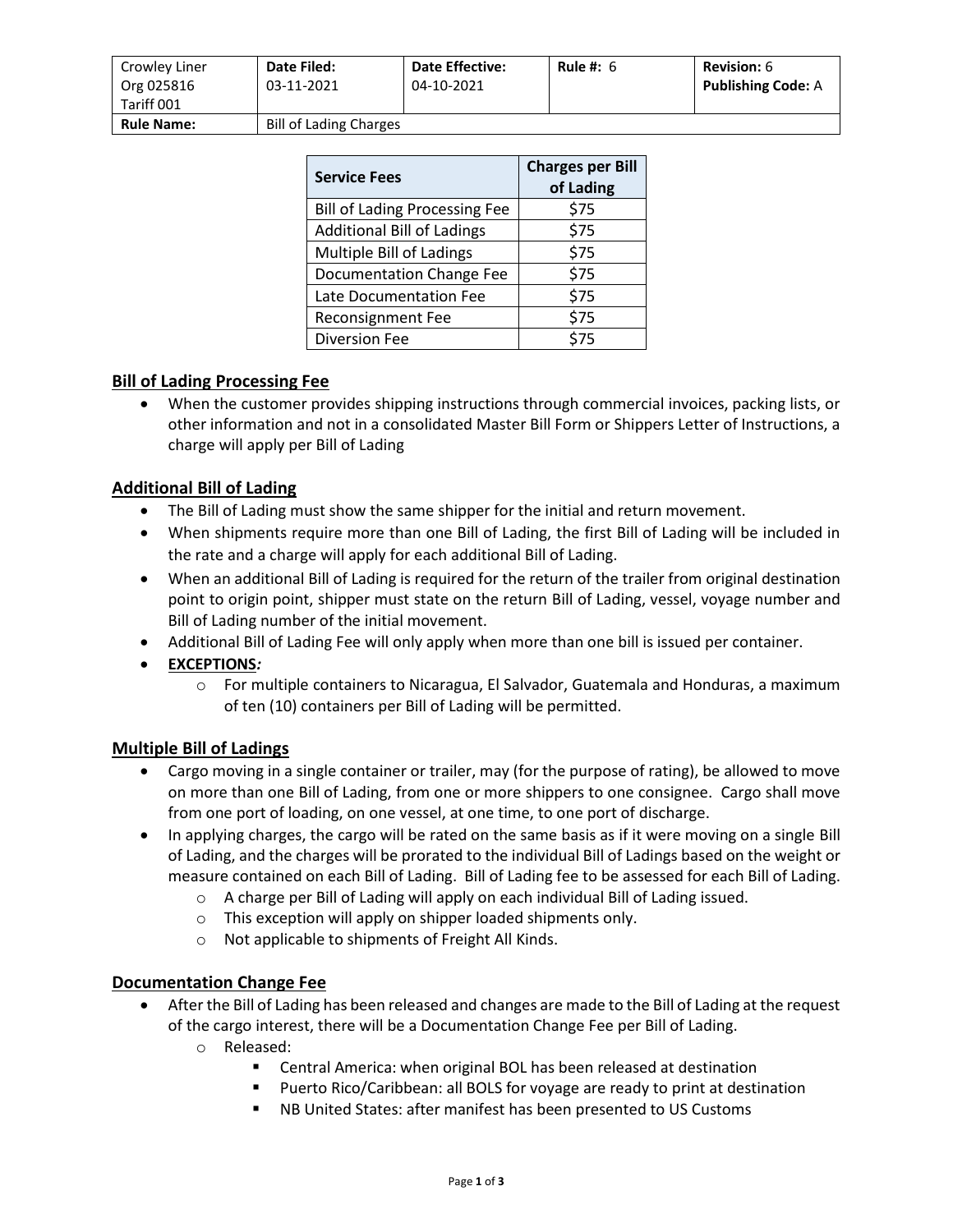| Crowley Liner Org 025816 Tariff 001 | **Date Filed:** 03-11-2021 | **Date Effective:** 04-10-2021 | **Rule #:** 6 | **Revision:** 6 **Publishing Code:** A |
|---|---|---|---|---|
| **Rule Name:** | Bill of Lading Charges | | | |

| Service Fees | Charges per Bill of Lading |
|---|---|
| Bill of Lading Processing Fee | $75 |
| Additional Bill of Ladings | $75 |
| Multiple Bill of Ladings | $75 |
| Documentation Change Fee | $75 |
| Late Documentation Fee | $75 |
| Reconsignment Fee | $75 |
| Diversion Fee | $75 |

## Bill of Lading Processing Fee

- When the customer provides shipping instructions through commercial invoices, packing lists, or other information and not in a consolidated Master Bill Form or Shippers Letter of Instructions, a charge will apply per Bill of Lading

## Additional Bill of Lading

- The Bill of Lading must show the same shipper for the initial and return movement.
- When shipments require more than one Bill of Lading, the first Bill of Lading will be included in the rate and a charge will apply for each additional Bill of Lading.
- When an additional Bill of Lading is required for the return of the trailer from original destination point to origin point, shipper must state on the return Bill of Lading, vessel, voyage number and Bill of Lading number of the initial movement.
- Additional Bill of Lading Fee will only apply when more than one bill is issued per container.
- **EXCEPTIONS*:***
  - For multiple containers to Nicaragua, El Salvador, Guatemala and Honduras, a maximum of ten (10) containers per Bill of Lading will be permitted.

## Multiple Bill of Ladings

- Cargo moving in a single container or trailer, may (for the purpose of rating), be allowed to move on more than one Bill of Lading, from one or more shippers to one consignee. Cargo shall move from one port of loading, on one vessel, at one time, to one port of discharge.
- In applying charges, the cargo will be rated on the same basis as if it were moving on a single Bill of Lading, and the charges will be prorated to the individual Bill of Ladings based on the weight or measure contained on each Bill of Lading. Bill of Lading fee to be assessed for each Bill of Lading.
  - A charge per Bill of Lading will apply on each individual Bill of Lading issued.
  - This exception will apply on shipper loaded shipments only.
  - Not applicable to shipments of Freight All Kinds.

## Documentation Change Fee

- After the Bill of Lading has been released and changes are made to the Bill of Lading at the request of the cargo interest, there will be a Documentation Change Fee per Bill of Lading.
  - Released:
    - Central America: when original BOL has been released at destination
    - Puerto Rico/Caribbean: all BOLS for voyage are ready to print at destination
    - NB United States: after manifest has been presented to US Customs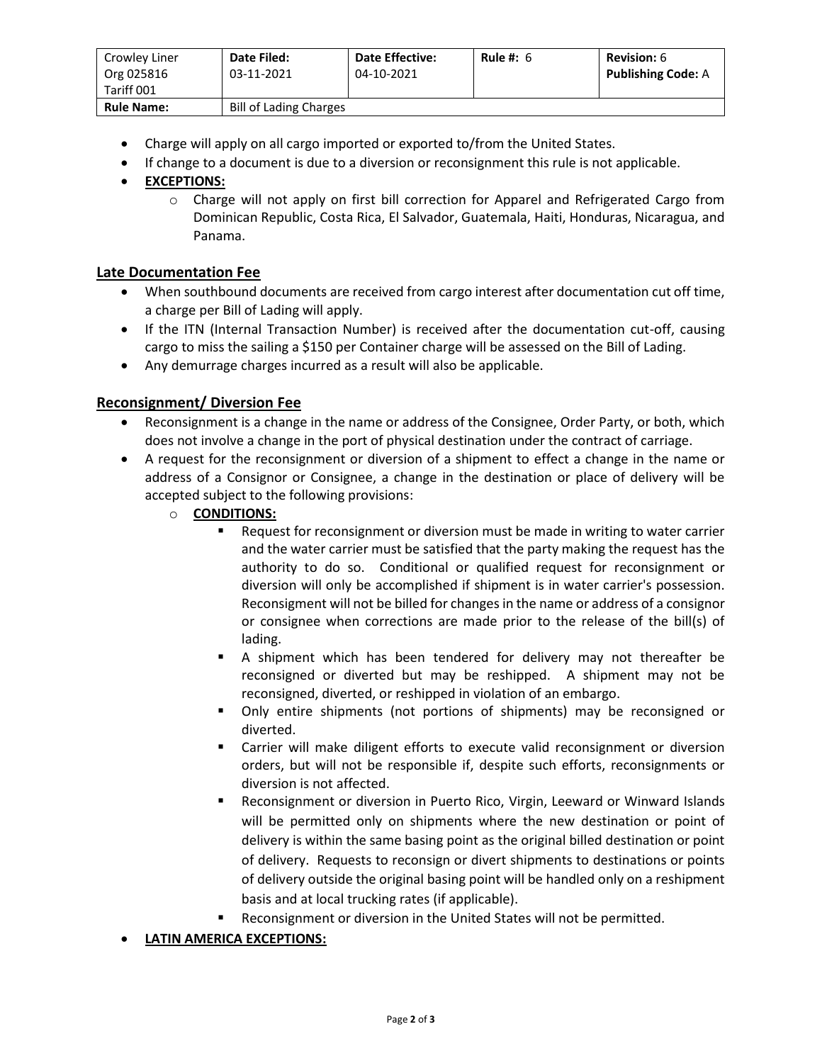| Crowley Liner Org 025816 Tariff 001 | Date Filed: 03-11-2021 | Date Effective: 04-10-2021 | Rule #: 6 | Revision: 6 Publishing Code: A |
|---|---|---|---|---|
| **Rule Name:** | Bill of Lading Charges | | | |

- Charge will apply on all cargo imported or exported to/from the United States.
- If change to a document is due to a diversion or reconsignment this rule is not applicable.
- **EXCEPTIONS:**
  - Charge will not apply on first bill correction for Apparel and Refrigerated Cargo from Dominican Republic, Costa Rica, El Salvador, Guatemala, Haiti, Honduras, Nicaragua, and Panama.

## Late Documentation Fee

- When southbound documents are received from cargo interest after documentation cut off time, a charge per Bill of Lading will apply.
- If the ITN (Internal Transaction Number) is received after the documentation cut-off, causing cargo to miss the sailing a $150 per Container charge will be assessed on the Bill of Lading.
- Any demurrage charges incurred as a result will also be applicable.

## Reconsignment/ Diversion Fee

- Reconsignment is a change in the name or address of the Consignee, Order Party, or both, which does not involve a change in the port of physical destination under the contract of carriage.
- A request for the reconsignment or diversion of a shipment to effect a change in the name or address of a Consignor or Consignee, a change in the destination or place of delivery will be accepted subject to the following provisions:
  - **CONDITIONS:**
    - Request for reconsignment or diversion must be made in writing to water carrier and the water carrier must be satisfied that the party making the request has the authority to do so. Conditional or qualified request for reconsignment or diversion will only be accomplished if shipment is in water carrier's possession. Reconsigment will not be billed for changes in the name or address of a consignor or consignee when corrections are made prior to the release of the bill(s) of lading.
    - A shipment which has been tendered for delivery may not thereafter be reconsigned or diverted but may be reshipped. A shipment may not be reconsigned, diverted, or reshipped in violation of an embargo.
    - Only entire shipments (not portions of shipments) may be reconsigned or diverted.
    - Carrier will make diligent efforts to execute valid reconsignment or diversion orders, but will not be responsible if, despite such efforts, reconsignments or diversion is not affected.
    - Reconsignment or diversion in Puerto Rico, Virgin, Leeward or Winward Islands will be permitted only on shipments where the new destination or point of delivery is within the same basing point as the original billed destination or point of delivery. Requests to reconsign or divert shipments to destinations or points of delivery outside the original basing point will be handled only on a reshipment basis and at local trucking rates (if applicable).
    - Reconsignment or diversion in the United States will not be permitted.
- **LATIN AMERICA EXCEPTIONS:**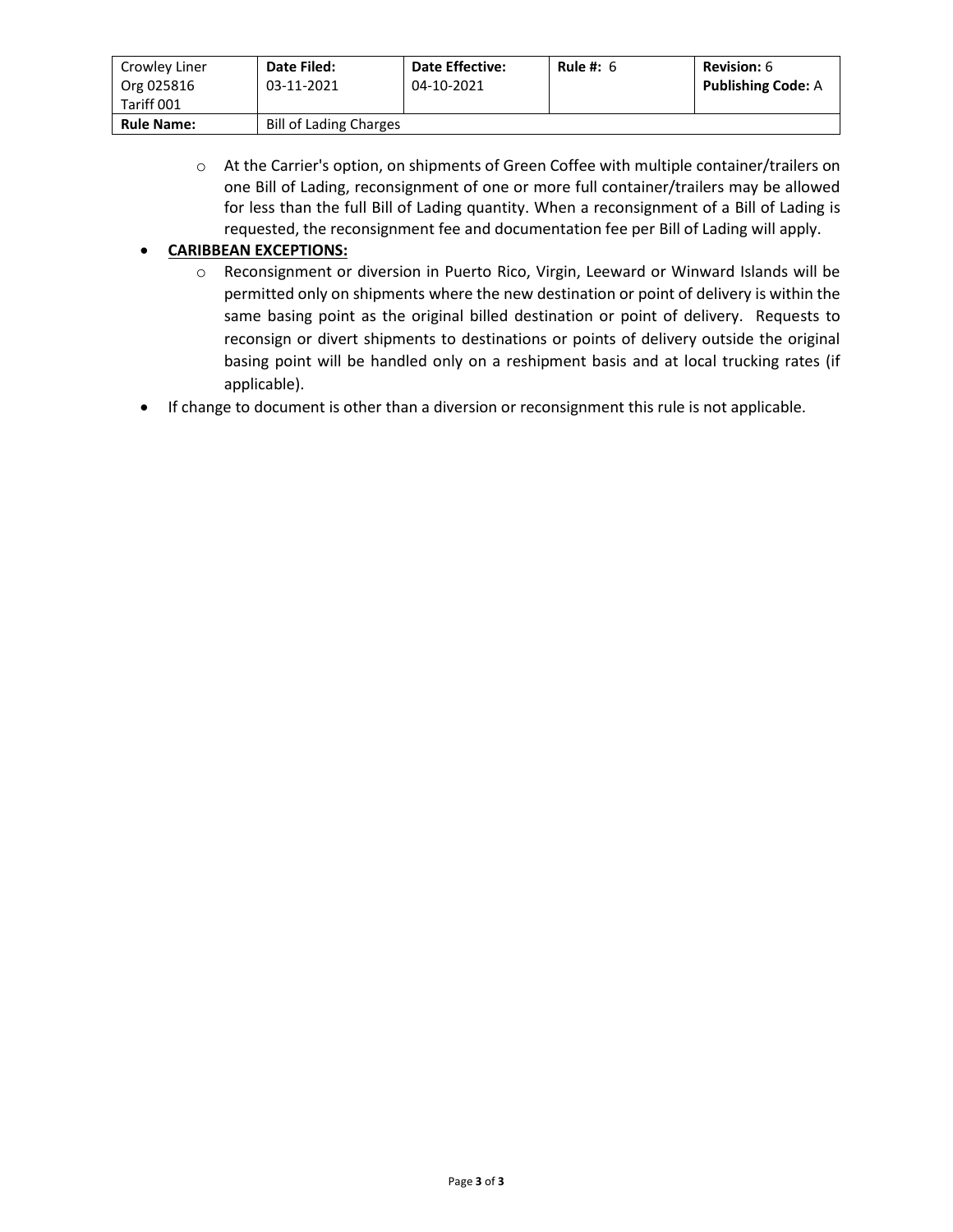| Crowley Liner Org 025816 Tariff 001 | Date Filed: 03-11-2021 | Date Effective: 04-10-2021 | Rule #: 6 | Revision: 6 Publishing Code: A |
|---|---|---|---|---|
| **Rule Name:** | Bill of Lading Charges | | | |

- At the Carrier's option, on shipments of Green Coffee with multiple container/trailers on one Bill of Lading, reconsignment of one or more full container/trailers may be allowed for less than the full Bill of Lading quantity. When a reconsignment of a Bill of Lading is requested, the reconsignment fee and documentation fee per Bill of Lading will apply.

- **CARIBBEAN EXCEPTIONS:**
  - Reconsignment or diversion in Puerto Rico, Virgin, Leeward or Winward Islands will be permitted only on shipments where the new destination or point of delivery is within the same basing point as the original billed destination or point of delivery. Requests to reconsign or divert shipments to destinations or points of delivery outside the original basing point will be handled only on a reshipment basis and at local trucking rates (if applicable).
- If change to document is other than a diversion or reconsignment this rule is not applicable.